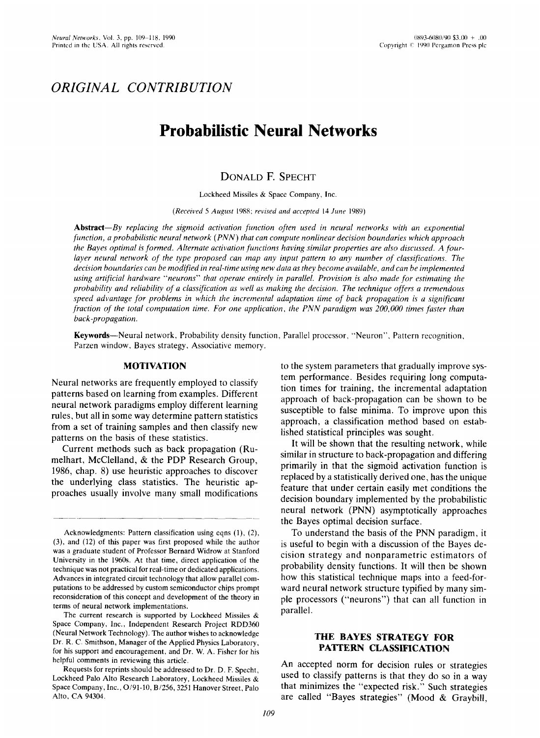## ORIGINAL CONTRIBUTION

# Probabilistic Neural Networks

DONALD F. SPECHT

Lockheed Missiles & Space Company, Inc.

*(Received 5 August 1988; revised and accepted 14 June 1989)*

**Abstract**—*By replacing the sigmoid activation function often used in neural networks with an exponential function, a probabilistic neural network (PNN) that can compute nonlinear decision boundaries which approach the Bayes optimal is formed. Alternate activation functions having similar properties are also discussed. A four-layer neural network of the type proposed can map any input pattern to any number of classifications. The decision boundaries can be modified in real-time using new data as they become available, and can be implemented using artificial hardware "neurons" that operate entirely in parallel. Provision is also made for estimating the probability and reliability of a classification as well as making the decision. The technique offers a tremendous speed advantage for problems in which the incremental adaptation time of back propagation is a significant fraction of the total computation time. For one application, the PNN paradigm was 200,000 times faster than back-propagation.*

**Keywords**—Neural network, Probability density function, Parallel processor, "Neuron", Pattern recognition, Parzen window, Bayes strategy, Associative memory.

## MOTIVATION

Neural networks are frequently employed to classify patterns based on learning from examples. Different neural network paradigms employ different learning rules, but all in some way determine pattern statistics from a set of training samples and then classify new patterns on the basis of these statistics.

Current methods such as back propagation (Rumelhart, McClelland, & the PDP Research Group, 1986, chap. 8) use heuristic approaches to discover the underlying class statistics. The heuristic approaches usually involve many small modifications to the system parameters that gradually improve system performance. Besides requiring long computation times for training, the incremental adaptation approach of back-propagation can be shown to be susceptible to false minima. To improve upon this approach, a classification method based on established statistical principles was sought.

It will be shown that the resulting network, while similar in structure to back-propagation and differing primarily in that the sigmoid activation function is replaced by a statistically derived one, has the unique feature that under certain easily met conditions the decision boundary implemented by the probabilistic neural network (PNN) asymptotically approaches the Bayes optimal decision surface.

To understand the basis of the PNN paradigm, it is useful to begin with a discussion of the Bayes decision strategy and nonparametric estimators of probability density functions. It will then be shown how this statistical technique maps into a feed-forward neural network structure typified by many simple processors ("neurons") that can all function in parallel.

## THE BAYES STRATEGY FOR PATTERN CLASSIFICATION

An accepted norm for decision rules or strategies used to classify patterns is that they do so in a way that minimizes the "expected risk." Such strategies are called "Bayes strategies" (Mood & Graybill,

---

Acknowledgments: Pattern classification using eqns (1), (2), (3), and (12) of this paper was first proposed while the author was a graduate student of Professor Bernard Widrow at Stanford University in the 1960s. At that time, direct application of the technique was not practical for real-time or dedicated applications. Advances in integrated circuit technology that allow parallel computations to be addressed by custom semiconductor chips prompt reconsideration of this concept and development of the theory in terms of neural network implementations.

The current research is supported by Lockheed Missiles & Space Company, Inc., Independent Research Project RDD360 (Neural Network Technology). The author wishes to acknowledge Dr. R. C. Smithson, Manager of the Applied Physics Laboratory, for his support and encouragement, and Dr. W. A. Fisher for his helpful comments in reviewing this article.

Requests for reprints should be addressed to Dr. D. F. Specht, Lockheed Palo Alto Research Laboratory, Lockheed Missiles & Space Company, Inc., O/91-10, B/256, 3251 Hanover Street, Palo Alto, CA 94304.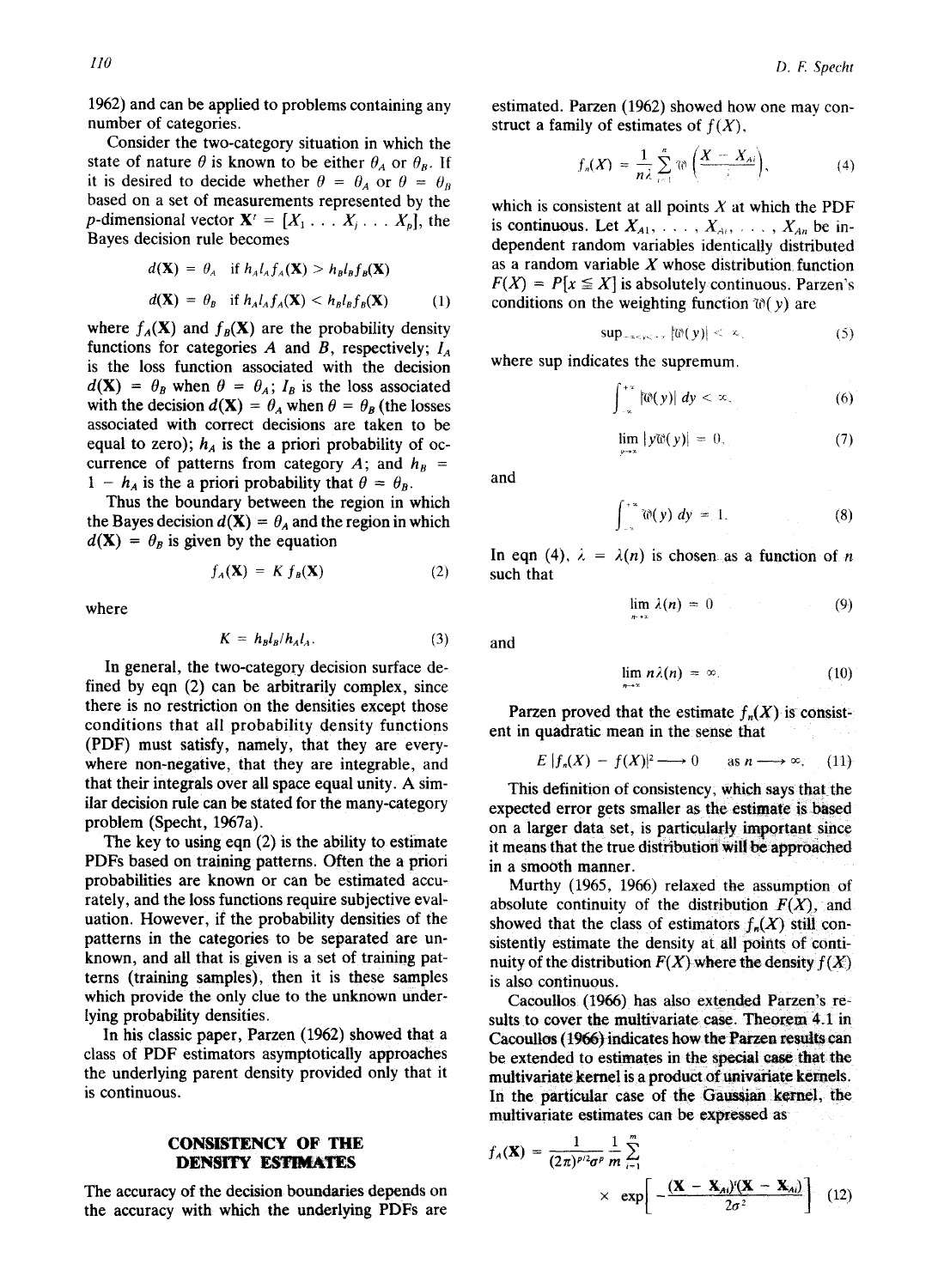1962) and can be applied to problems containing any number of categories.

Consider the two-category situation in which the state of nature $\theta$ is known to be either $\theta_A$ or $\theta_B$. If it is desired to decide whether $\theta = \theta_A$ or $\theta = \theta_B$ based on a set of measurements represented by the $p$-dimensional vector $\mathbf{X}^t = [X_1 \ldots X_j \ldots X_p]$, the Bayes decision rule becomes

$$d(\mathbf{X}) = \theta_A \quad \text{if } h_A l_A f_A(\mathbf{X}) > h_B l_B f_B(\mathbf{X})$$

$$d(\mathbf{X}) = \theta_B \quad \text{if } h_A l_A f_A(\mathbf{X}) < h_B l_B f_B(\mathbf{X}) \tag{1}$$

where $f_A(\mathbf{X})$ and $f_B(\mathbf{X})$ are the probability density functions for categories $A$ and $B$, respectively; $l_A$ is the loss function associated with the decision $d(\mathbf{X}) = \theta_B$ when $\theta = \theta_A$; $l_B$ is the loss associated with the decision $d(\mathbf{X}) = \theta_A$ when $\theta = \theta_B$ (the losses associated with correct decisions are taken to be equal to zero); $h_A$ is the a priori probability of occurrence of patterns from category $A$; and $h_B = 1 - h_A$ is the a priori probability that $\theta = \theta_B$.

Thus the boundary between the region in which the Bayes decision $d(\mathbf{X}) = \theta_A$ and the region in which $d(\mathbf{X}) = \theta_B$ is given by the equation

$$f_A(\mathbf{X}) = K f_B(\mathbf{X}) \tag{2}$$

where

$$K = h_B l_B / h_A l_A. \tag{3}$$

In general, the two-category decision surface defined by eqn (2) can be arbitrarily complex, since there is no restriction on the densities except those conditions that all probability density functions (PDF) must satisfy, namely, that they are everywhere non-negative, that they are integrable, and that their integrals over all space equal unity. A similar decision rule can be stated for the many-category problem (Specht, 1967a).

The key to using eqn (2) is the ability to estimate PDFs based on training patterns. Often the a priori probabilities are known or can be estimated accurately, and the loss functions require subjective evaluation. However, if the probability densities of the patterns in the categories to be separated are unknown, and all that is given is a set of training patterns (training samples), then it is these samples which provide the only clue to the unknown underlying probability densities.

In his classic paper, Parzen (1962) showed that a class of PDF estimators asymptotically approaches the underlying parent density provided only that it is continuous.

## CONSISTENCY OF THE DENSITY ESTIMATES

The accuracy of the decision boundaries depends on the accuracy with which the underlying PDFs are estimated. Parzen (1962) showed how one may construct a family of estimates of $f(X)$,

$$f_n(X) = \frac{1}{n\lambda} \sum_{i=1}^{n} W\left(\frac{X - X_{Ai}}{\lambda}\right), \tag{4}$$

which is consistent at all points $X$ at which the PDF is continuous. Let $X_{A1}, \ldots, X_{Ai}, \ldots, X_{An}$ be independent random variables identically distributed as a random variable $X$ whose distribution function $F(X) = P[x \leq X]$ is absolutely continuous. Parzen's conditions on the weighting function $W(y)$ are

$$\sup_{-\infty < y < +\infty} |W(y)| < \infty, \tag{5}$$

where sup indicates the supremum.

$$\int_{-\infty}^{+\infty} |W(y)| \, dy < \infty, \tag{6}$$

$$\lim_{y \to \infty} |y W(y)| = 0, \tag{7}$$

and

$$\int_{-\infty}^{+\infty} W(y) \, dy = 1. \tag{8}$$

In eqn (4), $\lambda = \lambda(n)$ is chosen as a function of $n$ such that

$$\lim_{n \to \infty} \lambda(n) = 0 \tag{9}$$

and

$$\lim_{n \to \infty} n\lambda(n) = \infty. \tag{10}$$

Parzen proved that the estimate $f_n(X)$ is consistent in quadratic mean in the sense that

$$E\,|f_n(X) - f(X)|^2 \longrightarrow 0 \quad \text{as } n \longrightarrow \infty. \tag{11}$$

This definition of consistency, which says that the expected error gets smaller as the estimate is based on a larger data set, is particularly important since it means that the true distribution will be approached in a smooth manner.

Murthy (1965, 1966) relaxed the assumption of absolute continuity of the distribution $F(X)$, and showed that the class of estimators $f_n(X)$ still consistently estimate the density at all points of continuity of the distribution $F(X)$ where the density $f(X)$ is also continuous.

Cacoullos (1966) has also extended Parzen's results to cover the multivariate case. Theorem 4.1 in Cacoullos (1966) indicates how the Parzen results can be extended to estimates in the special case that the multivariate kernel is a product of univariate kernels. In the particular case of the Gaussian kernel, the multivariate estimates can be expressed as

$$f_A(\mathbf{X}) = \frac{1}{(2\pi)^{p/2}\sigma^p} \frac{1}{m} \sum_{i=1}^{m} \times \exp\left[ -\frac{(\mathbf{X} - \mathbf{X}_{Ai})^t(\mathbf{X} - \mathbf{X}_{Ai})}{2\sigma^2} \right] \tag{12}$$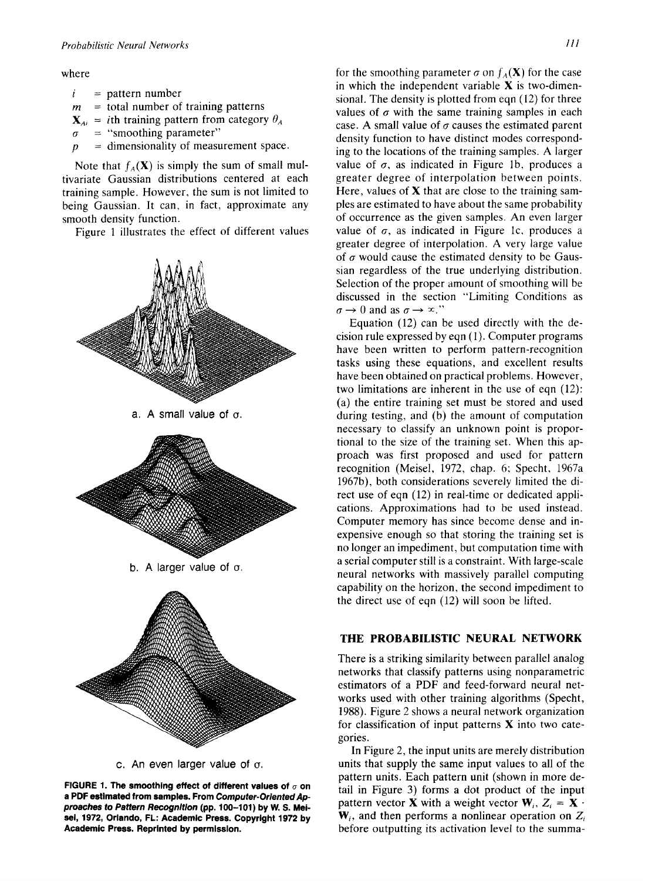where

- $i$ = pattern number
- $m$ = total number of training patterns
- $\mathbf{X}_{Ai}$ = $i$th training pattern from category $\theta_A$
- $\sigma$ = "smoothing parameter"
- $p$ = dimensionality of measurement space.

Note that $f_A(\mathbf{X})$ is simply the sum of small multivariate Gaussian distributions centered at each training sample. However, the sum is not limited to being Gaussian. It can, in fact, approximate any smooth density function.

Figure 1 illustrates the effect of different values for the smoothing parameter $\sigma$ on $f_A(\mathbf{X})$ for the case in which the independent variable $\mathbf{X}$ is two-dimensional. The density is plotted from eqn (12) for three values of $\sigma$ with the same training samples in each case. A small value of $\sigma$ causes the estimated parent density function to have distinct modes corresponding to the locations of the training samples. A larger value of $\sigma$, as indicated in Figure 1b, produces a greater degree of interpolation between points. Here, values of $\mathbf{X}$ that are close to the training samples are estimated to have about the same probability of occurrence as the given samples. An even larger value of $\sigma$, as indicated in Figure 1c, produces a greater degree of interpolation. A very large value of $\sigma$ would cause the estimated density to be Gaussian regardless of the true underlying distribution. Selection of the proper amount of smoothing will be discussed in the section "Limiting Conditions as $\sigma \rightarrow 0$ and as $\sigma \rightarrow \infty$."

a. A small value of $\sigma$.

b. A larger value of $\sigma$.

c. An even larger value of $\sigma$.

**FIGURE 1. The smoothing effect of different values of $\sigma$ on a PDF estimated from samples. From *Computer-Oriented Approaches to Pattern Recognition* (pp. 100–101) by W. S. Meisel, 1972, Orlando, FL: Academic Press. Copyright 1972 by Academic Press. Reprinted by permission.**

Equation (12) can be used directly with the decision rule expressed by eqn (1). Computer programs have been written to perform pattern-recognition tasks using these equations, and excellent results have been obtained on practical problems. However, two limitations are inherent in the use of eqn (12): (a) the entire training set must be stored and used during testing, and (b) the amount of computation necessary to classify an unknown point is proportional to the size of the training set. When this approach was first proposed and used for pattern recognition (Meisel, 1972, chap. 6; Specht, 1967a 1967b), both considerations severely limited the direct use of eqn (12) in real-time or dedicated applications. Approximations had to be used instead. Computer memory has since become dense and inexpensive enough so that storing the training set is no longer an impediment, but computation time with a serial computer still is a constraint. With large-scale neural networks with massively parallel computing capability on the horizon, the second impediment to the direct use of eqn (12) will soon be lifted.

## THE PROBABILISTIC NEURAL NETWORK

There is a striking similarity between parallel analog networks that classify patterns using nonparametric estimators of a PDF and feed-forward neural networks used with other training algorithms (Specht, 1988). Figure 2 shows a neural network organization for classification of input patterns $\mathbf{X}$ into two categories.

In Figure 2, the input units are merely distribution units that supply the same input values to all of the pattern units. Each pattern unit (shown in more detail in Figure 3) forms a dot product of the input pattern vector $\mathbf{X}$ with a weight vector $\mathbf{W}_i$, $Z_i = \mathbf{X} \cdot \mathbf{W}_i$, and then performs a nonlinear operation on $Z_i$ before outputting its activation level to the summa-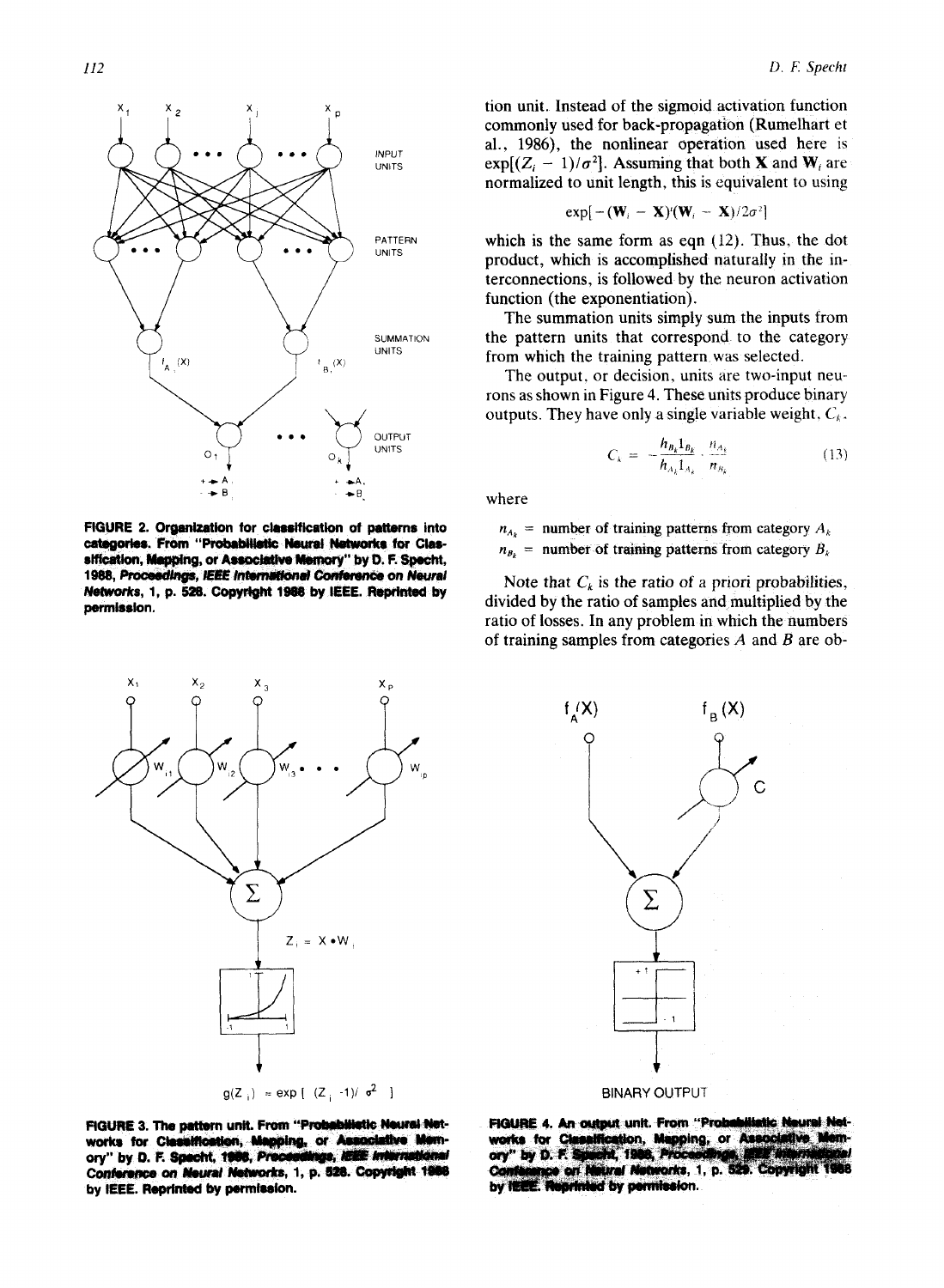FIGURE 2. Organization for classification of patterns into categories. From "Probabilistic Neural Networks for Classification, Mapping, or Associative Memory" by D. F. Specht, 1988, *Proceedings, IEEE International Conference on Neural Networks*, 1, p. 528. Copyright 1988 by IEEE. Reprinted by permission.

FIGURE 3. The pattern unit. From "Probabilistic Neural Networks for Classification, Mapping, or Associative Memory" by D. F. Specht, 1988, *Proceedings, IEEE International Conference on Neural Networks*, 1, p. 528. Copyright 1988 by IEEE. Reprinted by permission.

tion unit. Instead of the sigmoid activation function commonly used for back-propagation (Rumelhart et al., 1986), the nonlinear operation used here is $\exp[(Z_i - 1)/\sigma^2]$. Assuming that both $\mathbf{X}$ and $\mathbf{W}_i$ are normalized to unit length, this is equivalent to using

$$\exp[-(\mathbf{W}_i - \mathbf{X})^t(\mathbf{W}_i - \mathbf{X})/2\sigma^2]$$

which is the same form as eqn (12). Thus, the dot product, which is accomplished naturally in the interconnections, is followed by the neuron activation function (the exponentiation).

The summation units simply sum the inputs from the pattern units that correspond to the category from which the training pattern was selected.

The output, or decision, units are two-input neurons as shown in Figure 4. These units produce binary outputs. They have only a single variable weight, $C_k$.

$$C_k = -\frac{h_{B_k} l_{B_k}}{h_{A_k} l_{A_k}} \cdot \frac{n_{A_k}}{n_{B_k}} \tag{13}$$

where

$n_{A_k}$ = number of training patterns from category $A_k$

$n_{B_k}$ = number of training patterns from category $B_k$

Note that $C_k$ is the ratio of a priori probabilities, divided by the ratio of samples and multiplied by the ratio of losses. In any problem in which the numbers of training samples from categories $A$ and $B$ are ob-

FIGURE 4. An output unit. From "Probabilistic Neural Networks for Classification, Mapping, or Associative Memory" by D. F. Specht, 1988, *Proceedings, IEEE International Conference on Neural Networks*, 1, p. 529. Copyright 1988 by IEEE. Reprinted by permission.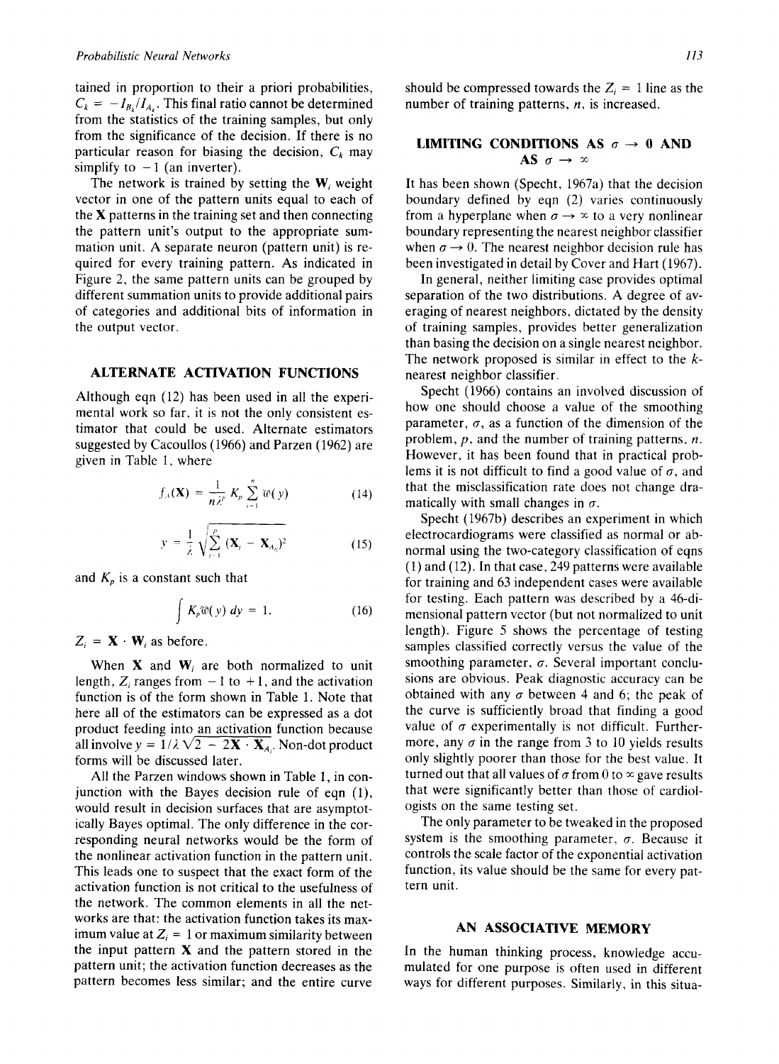tained in proportion to their a priori probabilities, $C_k = -l_{B_k}/l_{A_k}$. This final ratio cannot be determined from the statistics of the training samples, but only from the significance of the decision. If there is no particular reason for biasing the decision, $C_k$ may simplify to $-1$ (an inverter).

The network is trained by setting the $\mathbf{W}_i$ weight vector in one of the pattern units equal to each of the $\mathbf{X}$ patterns in the training set and then connecting the pattern unit's output to the appropriate summation unit. A separate neuron (pattern unit) is required for every training pattern. As indicated in Figure 2, the same pattern units can be grouped by different summation units to provide additional pairs of categories and additional bits of information in the output vector.

## ALTERNATE ACTIVATION FUNCTIONS

Although eqn (12) has been used in all the experimental work so far, it is not the only consistent estimator that could be used. Alternate estimators suggested by Cacoullos (1966) and Parzen (1962) are given in Table 1, where

$$f_A(\mathbf{X}) = \frac{1}{n\lambda^p} K_p \sum_{i=1}^{n} \mathcal{W}(y) \tag{14}$$

$$y = \frac{1}{\lambda} \sqrt{\sum_{j=1}^{p} (\mathbf{X}_j - \mathbf{X}_{A_{ij}})^2} \tag{15}$$

and $K_p$ is a constant such that

$$\int K_p \mathcal{W}(y)\, dy = 1. \tag{16}$$

$Z_i = \mathbf{X} \cdot \mathbf{W}_i$ as before.

When $\mathbf{X}$ and $\mathbf{W}_i$ are both normalized to unit length, $Z_i$ ranges from $-1$ to $+1$, and the activation function is of the form shown in Table 1. Note that here all of the estimators can be expressed as a dot product feeding into an activation function because all involve $y = 1/\lambda \sqrt{2 - 2\mathbf{X} \cdot \mathbf{X}_{A_i}}$. Non-dot product forms will be discussed later.

All the Parzen windows shown in Table 1, in conjunction with the Bayes decision rule of eqn (1), would result in decision surfaces that are asymptotically Bayes optimal. The only difference in the corresponding neural networks would be the form of the nonlinear activation function in the pattern unit. This leads one to suspect that the exact form of the activation function is not critical to the usefulness of the network. The common elements in all the networks are that: the activation function takes its maximum value at $Z_i = 1$ or maximum similarity between the input pattern $\mathbf{X}$ and the pattern stored in the pattern unit; the activation function decreases as the pattern becomes less similar; and the entire curve should be compressed towards the $Z_i = 1$ line as the number of training patterns, $n$, is increased.

## LIMITING CONDITIONS AS $\sigma \rightarrow 0$ AND AS $\sigma \rightarrow \infty$

It has been shown (Specht, 1967a) that the decision boundary defined by eqn (2) varies continuously from a hyperplane when $\sigma \rightarrow \infty$ to a very nonlinear boundary representing the nearest neighbor classifier when $\sigma \rightarrow 0$. The nearest neighbor decision rule has been investigated in detail by Cover and Hart (1967).

In general, neither limiting case provides optimal separation of the two distributions. A degree of averaging of nearest neighbors, dictated by the density of training samples, provides better generalization than basing the decision on a single nearest neighbor. The network proposed is similar in effect to the $k$-nearest neighbor classifier.

Specht (1966) contains an involved discussion of how one should choose a value of the smoothing parameter, $\sigma$, as a function of the dimension of the problem, $p$, and the number of training patterns, $n$. However, it has been found that in practical problems it is not difficult to find a good value of $\sigma$, and that the misclassification rate does not change dramatically with small changes in $\sigma$.

Specht (1967b) describes an experiment in which electrocardiograms were classified as normal or abnormal using the two-category classification of eqns (1) and (12). In that case, 249 patterns were available for training and 63 independent cases were available for testing. Each pattern was described by a 46-dimensional pattern vector (but not normalized to unit length). Figure 5 shows the percentage of testing samples classified correctly versus the value of the smoothing parameter, $\sigma$. Several important conclusions are obvious. Peak diagnostic accuracy can be obtained with any $\sigma$ between 4 and 6; the peak of the curve is sufficiently broad that finding a good value of $\sigma$ experimentally is not difficult. Furthermore, any $\sigma$ in the range from 3 to 10 yields results only slightly poorer than those for the best value. It turned out that all values of $\sigma$ from 0 to $\infty$ gave results that were significantly better than those of cardiologists on the same testing set.

The only parameter to be tweaked in the proposed system is the smoothing parameter, $\sigma$. Because it controls the scale factor of the exponential activation function, its value should be the same for every pattern unit.

## AN ASSOCIATIVE MEMORY

In the human thinking process, knowledge accumulated for one purpose is often used in different ways for different purposes. Similarly, in this situa-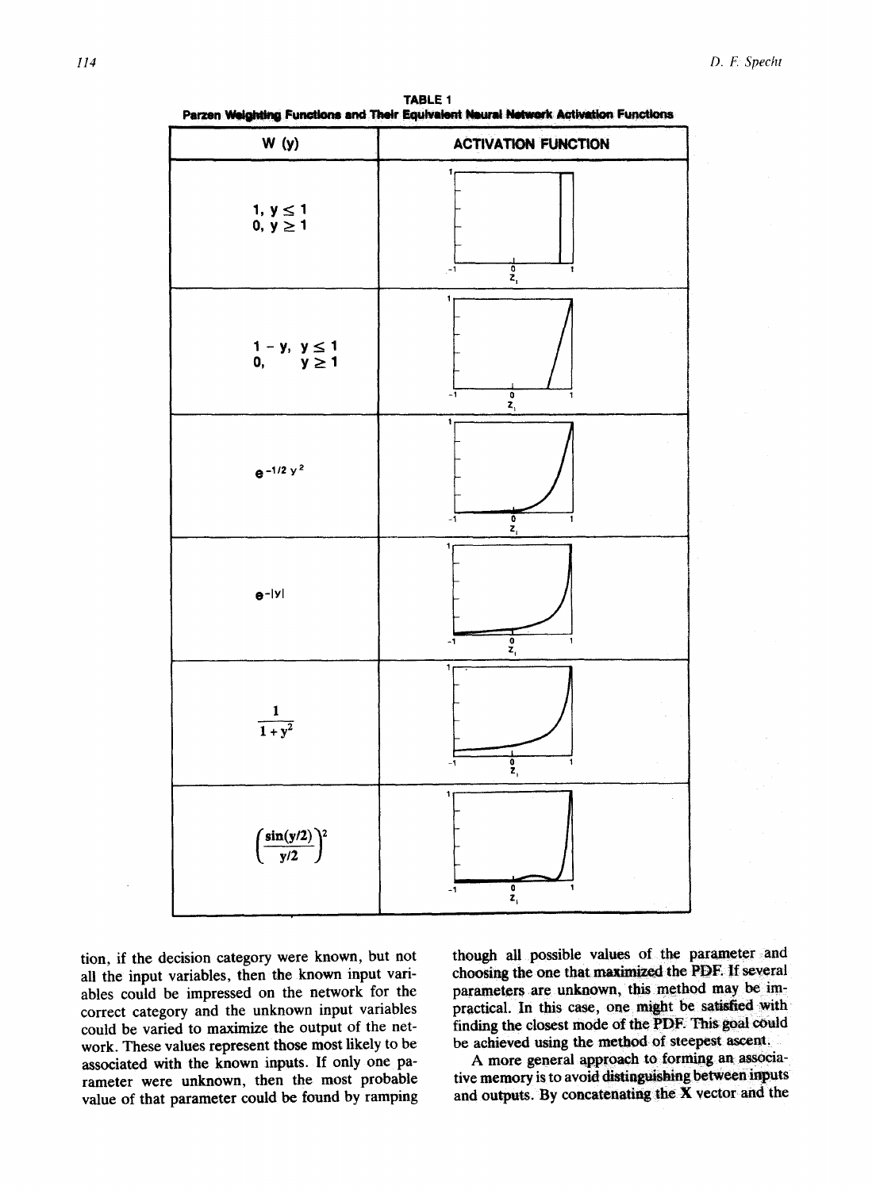TABLE 1

Parzen Weighting Functions and Their Equivalent Neural Network Activation Functions

| W (y) | ACTIVATION FUNCTION |
| --- | --- |
| $1, y \leq 1$<br>$0, y \geq 1$ | |
| $1 - y, \; y \leq 1$<br>$0, \; y \geq 1$ | |
| $e^{-1/2\, y^2}$ | |
| $e^{-\lvert y \rvert}$ | |
| $\dfrac{1}{1+y^2}$ | |
| $\left(\dfrac{\sin(y/2)}{y/2}\right)^2$ | |

tion, if the decision category were known, but not all the input variables, then the known input variables could be impressed on the network for the correct category and the unknown input variables could be varied to maximize the output of the network. These values represent those most likely to be associated with the known inputs. If only one parameter were unknown, then the most probable value of that parameter could be found by ramping though all possible values of the parameter and choosing the one that maximized the PDF. If several parameters are unknown, this method may be impractical. In this case, one might be satisfied with finding the closest mode of the PDF. This goal could be achieved using the method of steepest ascent.

A more general approach to forming an associative memory is to avoid distinguishing between inputs and outputs. By concatenating the **X** vector and the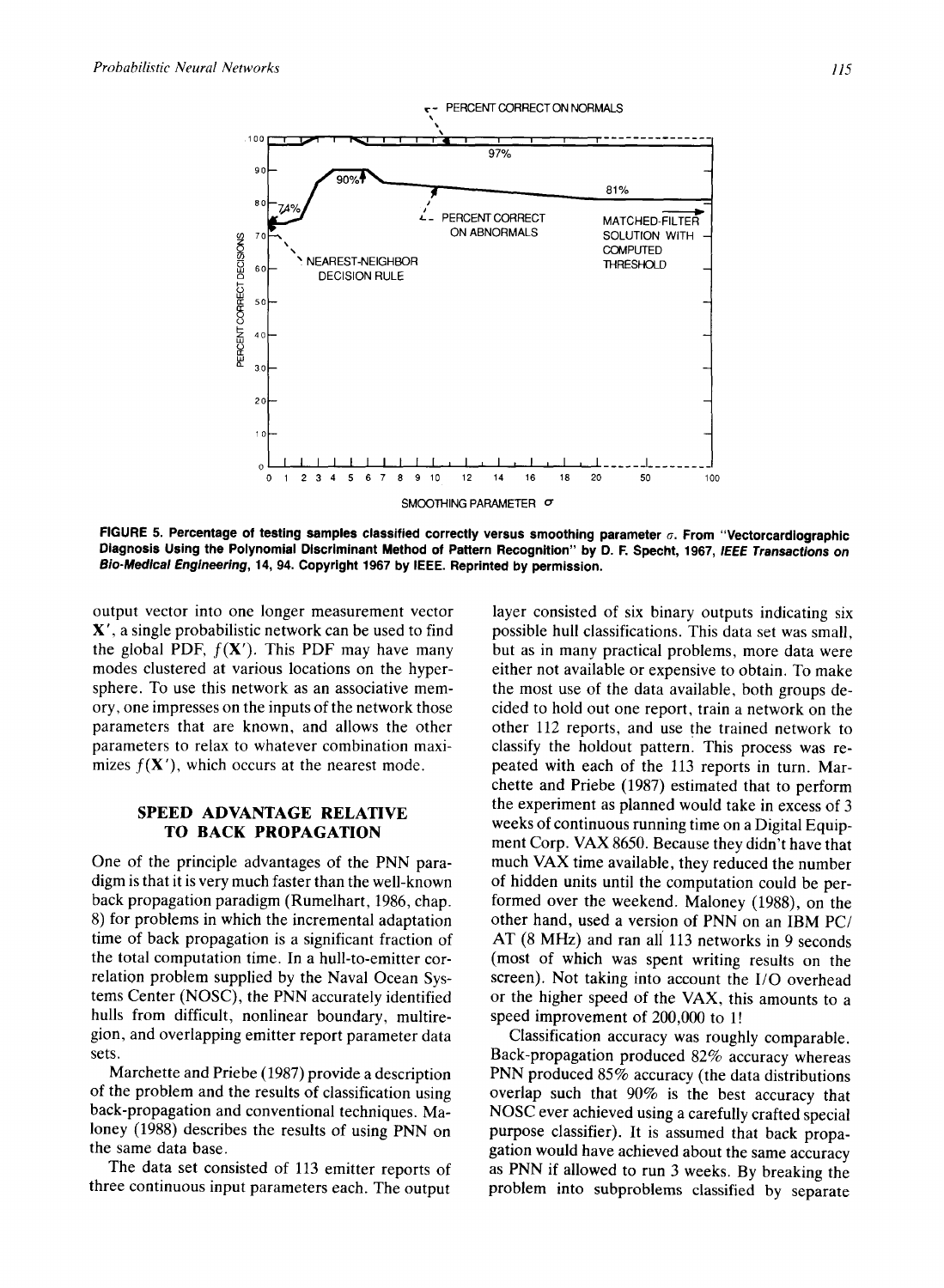FIGURE 5. Percentage of testing samples classified correctly versus smoothing parameter $\sigma$. From "Vectorcardiographic Diagnosis Using the Polynomial Discriminant Method of Pattern Recognition" by D. F. Specht, 1967, *IEEE Transactions on Bio-Medical Engineering*, 14, 94. Copyright 1967 by IEEE. Reprinted by permission.

output vector into one longer measurement vector $\mathbf{X}'$, a single probabilistic network can be used to find the global PDF, $f(\mathbf{X}')$. This PDF may have many modes clustered at various locations on the hypersphere. To use this network as an associative memory, one impresses on the inputs of the network those parameters that are known, and allows the other parameters to relax to whatever combination maximizes $f(\mathbf{X}')$, which occurs at the nearest mode.

## SPEED ADVANTAGE RELATIVE TO BACK PROPAGATION

One of the principle advantages of the PNN paradigm is that it is very much faster than the well-known back propagation paradigm (Rumelhart, 1986, chap. 8) for problems in which the incremental adaptation time of back propagation is a significant fraction of the total computation time. In a hull-to-emitter correlation problem supplied by the Naval Ocean Systems Center (NOSC), the PNN accurately identified hulls from difficult, nonlinear boundary, multiregion, and overlapping emitter report parameter data sets.

Marchette and Priebe (1987) provide a description of the problem and the results of classification using back-propagation and conventional techniques. Maloney (1988) describes the results of using PNN on the same data base.

The data set consisted of 113 emitter reports of three continuous input parameters each. The output layer consisted of six binary outputs indicating six possible hull classifications. This data set was small, but as in many practical problems, more data were either not available or expensive to obtain. To make the most use of the data available, both groups decided to hold out one report, train a network on the other 112 reports, and use the trained network to classify the holdout pattern. This process was repeated with each of the 113 reports in turn. Marchette and Priebe (1987) estimated that to perform the experiment as planned would take in excess of 3 weeks of continuous running time on a Digital Equipment Corp. VAX 8650. Because they didn't have that much VAX time available, they reduced the number of hidden units until the computation could be performed over the weekend. Maloney (1988), on the other hand, used a version of PNN on an IBM PC/AT (8 MHz) and ran all 113 networks in 9 seconds (most of which was spent writing results on the screen). Not taking into account the I/O overhead or the higher speed of the VAX, this amounts to a speed improvement of 200,000 to 1!

Classification accuracy was roughly comparable. Back-propagation produced 82% accuracy whereas PNN produced 85% accuracy (the data distributions overlap such that 90% is the best accuracy that NOSC ever achieved using a carefully crafted special purpose classifier). It is assumed that back propagation would have achieved about the same accuracy as PNN if allowed to run 3 weeks. By breaking the problem into subproblems classified by separate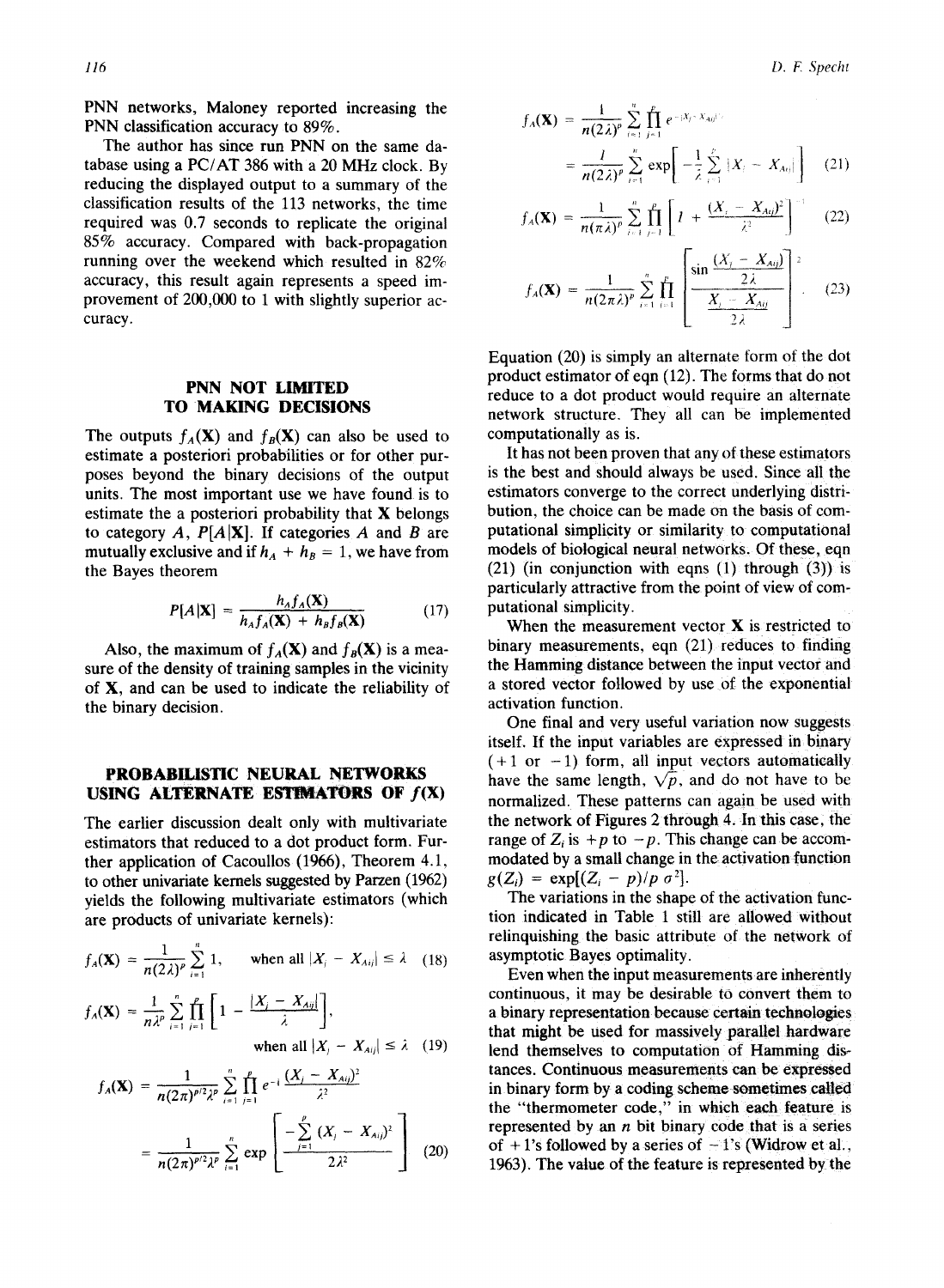PNN networks, Maloney reported increasing the PNN classification accuracy to 89%.

The author has since run PNN on the same database using a PC/AT 386 with a 20 MHz clock. By reducing the displayed output to a summary of the classification results of the 113 networks, the time required was 0.7 seconds to replicate the original 85% accuracy. Compared with back-propagation running over the weekend which resulted in 82% accuracy, this result again represents a speed improvement of 200,000 to 1 with slightly superior accuracy.

## PNN NOT LIMITED TO MAKING DECISIONS

The outputs $f_A(\mathbf{X})$ and $f_B(\mathbf{X})$ can also be used to estimate a posteriori probabilities or for other purposes beyond the binary decisions of the output units. The most important use we have found is to estimate the a posteriori probability that $\mathbf{X}$ belongs to category $A$, $P[A|\mathbf{X}]$. If categories $A$ and $B$ are mutually exclusive and if $h_A + h_B = 1$, we have from the Bayes theorem

$$P[A|\mathbf{X}] = \frac{h_A f_A(\mathbf{X})}{h_A f_A(\mathbf{X}) + h_B f_B(\mathbf{X})} \quad (17)$$

Also, the maximum of $f_A(\mathbf{X})$ and $f_B(\mathbf{X})$ is a measure of the density of training samples in the vicinity of $\mathbf{X}$, and can be used to indicate the reliability of the binary decision.

## PROBABILISTIC NEURAL NETWORKS USING ALTERNATE ESTIMATORS OF $f(\mathbf{X})$

The earlier discussion dealt only with multivariate estimators that reduced to a dot product form. Further application of Cacoullos (1966), Theorem 4.1, to other univariate kernels suggested by Parzen (1962) yields the following multivariate estimators (which are products of univariate kernels):

$$f_A(\mathbf{X}) = \frac{1}{n(2\lambda)^p}\sum_{i=1}^{n} 1, \quad \text{when all } |X_j - X_{Aij}| \le \lambda \quad (18)$$

$$f_A(\mathbf{X}) = \frac{1}{n\lambda^p}\sum_{i=1}^{n}\prod_{j=1}^{p}\left[1 - \frac{|X_j - X_{Aij}|}{\lambda}\right], \quad \text{when all } |X_j - X_{Aij}| \le \lambda \quad (19)$$

$$f_A(\mathbf{X}) = \frac{1}{n(2\pi)^{p/2}\lambda^p}\sum_{i=1}^{n}\prod_{j=1}^{p} e^{-\frac{1}{2}\frac{(X_j - X_{Aij})^2}{\lambda^2}}$$

$$= \frac{1}{n(2\pi)^{p/2}\lambda^p}\sum_{i=1}^{n}\exp\left[\frac{-\sum_{j=1}^{p}(X_j - X_{Aij})^2}{2\lambda^2}\right] \quad (20)$$

$$f_A(\mathbf{X}) = \frac{1}{n(2\lambda)^p}\sum_{i=1}^{n}\prod_{j=1}^{p} e^{-|X_j - X_{Aij}|/\lambda}$$

$$= \frac{1}{n(2\lambda)^p}\sum_{i=1}^{n}\exp\left[-\frac{1}{\lambda}\sum_{j=1}^{p}|X_j - X_{Aij}|\right] \quad (21)$$

$$f_A(\mathbf{X}) = \frac{1}{n(\pi\lambda)^p}\sum_{i=1}^{n}\prod_{j=1}^{p}\left[1 + \frac{(X_j - X_{Aij})^2}{\lambda^2}\right]^{-1} \quad (22)$$

$$f_A(\mathbf{X}) = \frac{1}{n(2\pi\lambda)^p}\sum_{i=1}^{n}\prod_{j=1}^{p}\left[\frac{\sin\frac{(X_j - X_{Aij})}{2\lambda}}{\frac{X_j - X_{Aij}}{2\lambda}}\right]^2. \quad (23)$$

Equation (20) is simply an alternate form of the dot product estimator of eqn (12). The forms that do not reduce to a dot product would require an alternate network structure. They all can be implemented computationally as is.

It has not been proven that any of these estimators is the best and should always be used. Since all the estimators converge to the correct underlying distribution, the choice can be made on the basis of computational simplicity or similarity to computational models of biological neural networks. Of these, eqn (21) (in conjunction with eqns (1) through (3)) is particularly attractive from the point of view of computational simplicity.

When the measurement vector $\mathbf{X}$ is restricted to binary measurements, eqn (21) reduces to finding the Hamming distance between the input vector and a stored vector followed by use of the exponential activation function.

One final and very useful variation now suggests itself. If the input variables are expressed in binary ($+1$ or $-1$) form, all input vectors automatically have the same length, $\sqrt{p}$, and do not have to be normalized. These patterns can again be used with the network of Figures 2 through 4. In this case, the range of $Z_i$ is $+p$ to $-p$. This change can be accommodated by a small change in the activation function $g(Z_i) = \exp[(Z_i - p)/p\,\sigma^2]$.

The variations in the shape of the activation function indicated in Table 1 still are allowed without relinquishing the basic attribute of the network of asymptotic Bayes optimality.

Even when the input measurements are inherently continuous, it may be desirable to convert them to a binary representation because certain technologies that might be used for massively parallel hardware lend themselves to computation of Hamming distances. Continuous measurements can be expressed in binary form by a coding scheme sometimes called the "thermometer code," in which each feature is represented by an $n$ bit binary code that is a series of $+1$'s followed by a series of $-1$'s (Widrow et al., 1963). The value of the feature is represented by the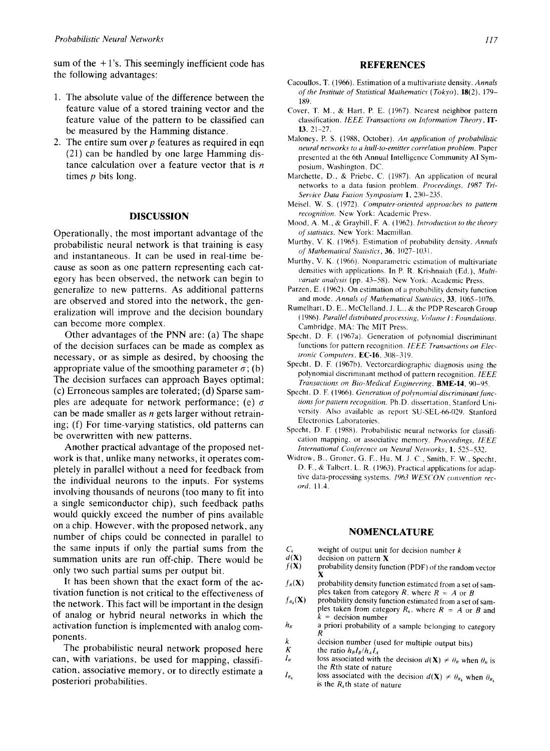sum of the +1's. This seemingly inefficient code has the following advantages:

1. The absolute value of the difference between the feature value of a stored training vector and the feature value of the pattern to be classified can be measured by the Hamming distance.
2. The entire sum over $p$ features as required in eqn (21) can be handled by one large Hamming distance calculation over a feature vector that is $n$ times $p$ bits long.

## DISCUSSION

Operationally, the most important advantage of the probabilistic neural network is that training is easy and instantaneous. It can be used in real-time because as soon as one pattern representing each category has been observed, the network can begin to generalize to new patterns. As additional patterns are observed and stored into the network, the generalization will improve and the decision boundary can become more complex.

Other advantages of the PNN are: (a) The shape of the decision surfaces can be made as complex as necessary, or as simple as desired, by choosing the appropriate value of the smoothing parameter $\sigma$; (b) The decision surfaces can approach Bayes optimal; (c) Erroneous samples are tolerated; (d) Sparse samples are adequate for network performance; (e) $\sigma$ can be made smaller as $n$ gets larger without retraining; (f) For time-varying statistics, old patterns can be overwritten with new patterns.

Another practical advantage of the proposed network is that, unlike many networks, it operates completely in parallel without a need for feedback from the individual neurons to the inputs. For systems involving thousands of neurons (too many to fit into a single semiconductor chip), such feedback paths would quickly exceed the number of pins available on a chip. However, with the proposed network, any number of chips could be connected in parallel to the same inputs if only the partial sums from the summation units are run off-chip. There would be only two such partial sums per output bit.

It has been shown that the exact form of the activation function is not critical to the effectiveness of the network. This fact will be important in the design of analog or hybrid neural networks in which the activation function is implemented with analog components.

The probabilistic neural network proposed here can, with variations, be used for mapping, classification, associative memory, or to directly estimate a posteriori probabilities.

## REFERENCES

Cacoullos, T. (1966). Estimation of a multivariate density. *Annals of the Institute of Statistical Mathematics (Tokyo)*, **18**(2), 179–189.

Cover, T. M., & Hart, P. E. (1967). Nearest neighbor pattern classification. *IEEE Transactions on Information Theory*, **IT-13**, 21–27.

Maloney, P. S. (1988, October). *An application of probabilistic neural networks to a hull-to-emitter correlation problem.* Paper presented at the 6th Annual Intelligence Community AI Symposium, Washington, DC.

Marchette, D., & Priebe, C. (1987). An application of neural networks to a data fusion problem. *Proceedings, 1987 Tri-Service Data Fusion Symposium* **1**, 230–235.

Meisel, W. S. (1972). *Computer-oriented approaches to pattern recognition.* New York: Academic Press.

Mood, A. M., & Graybill, F. A. (1962). *Introduction to the theory of statistics.* New York: Macmillan.

Murthy, V. K. (1965). Estimation of probability density. *Annals of Mathematical Statistics*, **36**, 1027–1031.

Murthy, V. K. (1966). Nonparametric estimation of multivariate densities with applications. In P. R. Krishnaiah (Ed.), *Multivariate analysis* (pp. 43–58). New York: Academic Press.

Parzen, E. (1962). On estimation of a probability density function and mode. *Annals of Mathematical Statistics*, **33**, 1065–1076.

Rumelhart, D. E., McClelland, J. L., & the PDP Research Group (1986). *Parallel distributed processing, Volume 1: Foundations.* Cambridge, MA: The MIT Press.

Specht, D. F. (1967a). Generation of polynomial discriminant functions for pattern recognition. *IEEE Transactions on Electronic Computers*, **EC-16**, 308–319.

Specht, D. F. (1967b). Vectorcardiographic diagnosis using the polynomial discriminant method of pattern recognition. *IEEE Transactions on Bio-Medical Engineering*, **BME-14**, 90–95.

Specht, D. F. (1966). *Generation of polynomial discriminant functions for pattern recognition.* Ph.D. dissertation, Stanford University. Also available as report SU-SEL-66-029. Stanford Electronics Laboratories.

Specht, D. F. (1988). Probabilistic neural networks for classification mapping, or associative memory. *Proceedings, IEEE International Conference on Neural Networks*, **1**, 525–532.

Widrow, B., Groner, G. F., Hu, M. J. C., Smith, F. W., Specht, D. F., & Talbert, L. R. (1963). Practical applications for adaptive data-processing systems. *1963 WESCON convention record*, 11.4.

## NOMENCLATURE

| | |
|---|---|
| $C_k$ | weight of output unit for decision number $k$ |
| $d(\mathbf{X})$ | decision on pattern $\mathbf{X}$ |
| $f(\mathbf{X})$ | probability density function (PDF) of the random vector $\mathbf{X}$ |
| $f_R(\mathbf{X})$ | probability density function estimated from a set of samples taken from category $R$, where $R = A$ or $B$ |
| $f_{R_k}(\mathbf{X})$ | probability density function estimated from a set of samples taken from category $R_k$, where $R = A$ or $B$ and $k$ = decision number |
| $h_R$ | a priori probability of a sample belonging to category $R$ |
| $k$ | decision number (used for multiple output bits) |
| $K$ | the ratio $h_B l_B / h_A l_A$ |
| $l_R$ | loss associated with the decision $d(\mathbf{X}) \neq \theta_R$ when $\theta_R$ is the $R$th state of nature |
| $l_{R_k}$ | loss associated with the decision $d(\mathbf{X}) \neq \theta_{R_k}$ when $\theta_{R_k}$ is the $R_k$th state of nature |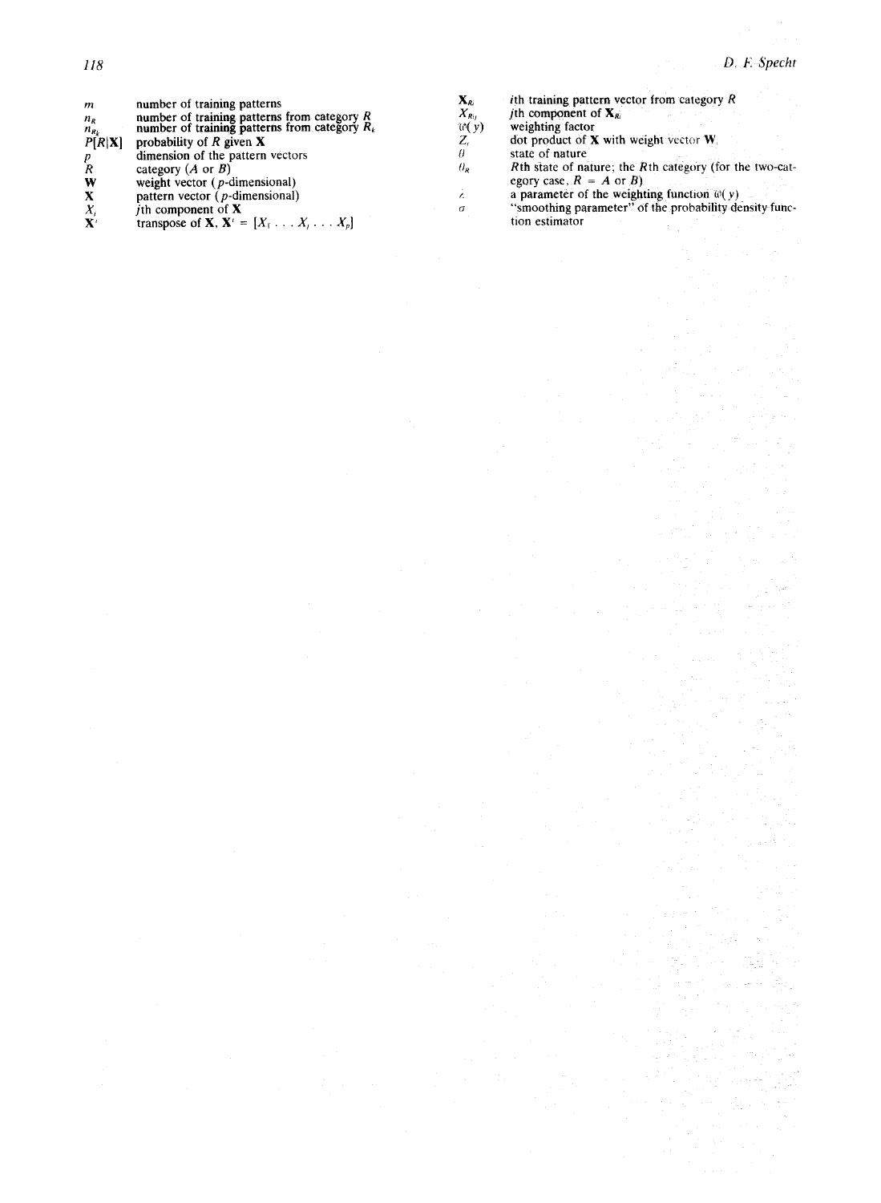| | |
|---|---|
| $m$ | number of training patterns |
| $n_R$ | number of training patterns from category $R$ |
| $n_{R_k}$ | number of training patterns from category $R_k$ |
| $P[R\|\mathbf{X}]$ | probability of $R$ given $\mathbf{X}$ |
| $p$ | dimension of the pattern vectors |
| $R$ | category ($A$ or $B$) |
| $\mathbf{W}$ | weight vector ($p$-dimensional) |
| $\mathbf{X}$ | pattern vector ($p$-dimensional) |
| $X_j$ | $j$th component of $\mathbf{X}$ |
| $\mathbf{X}'$ | transpose of $\mathbf{X}$, $\mathbf{X}' = [X_1 \ldots X_j \ldots X_p]$ |
| $\mathbf{X}_{Ri}$ | $i$th training pattern vector from category $R$ |
| $X_{Rij}$ | $j$th component of $\mathbf{X}_{Ri}$ |
| $\omega(y)$ | weighting factor |
| $Z_i$ | dot product of $\mathbf{X}$ with weight vector $\mathbf{W}_i$ |
| $\theta$ | state of nature |
| $\theta_R$ | $R$th state of nature; the $R$th category (for the two-category case, $R = A$ or $B$) |
| $\lambda$ | a parameter of the weighting function $\omega(y)$ |
| $\sigma$ | "smoothing parameter" of the probability density function estimator |